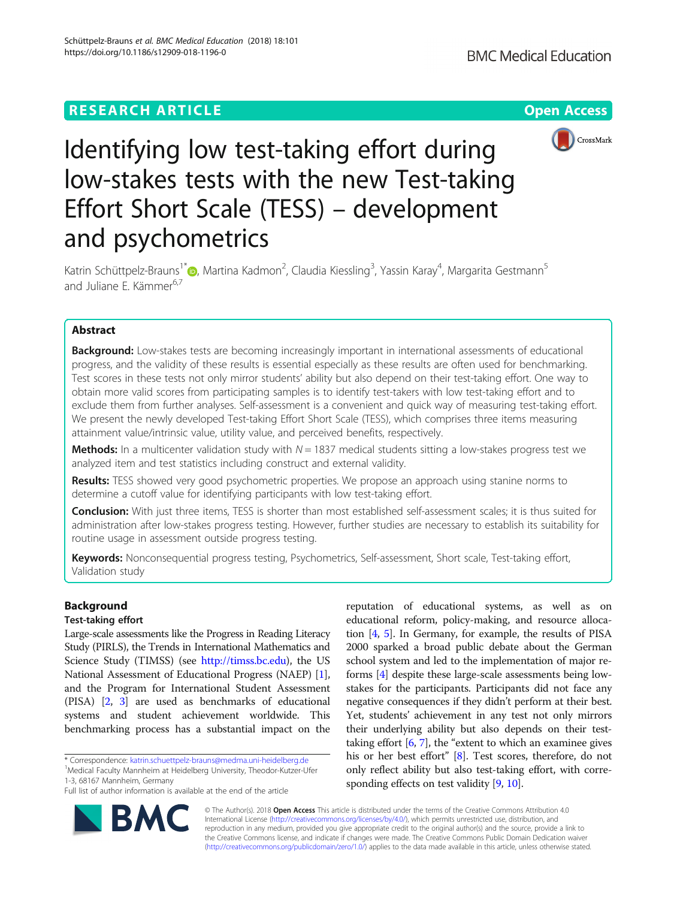RESEARCH ARTICLE

Open Access

# Identifying low test-taking effort during low-stakes tests with the new Test-taking Effort Short Scale (TESS) – development and psychometrics

Katrin Schüttpelz-Brauns[1*], Martina Kadmon[2], Claudia Kiessling[3], Yassin Karay[4], Margarita Gestmann[5] and Juliane E. Kämmer[6,7]

## Abstract

**Background:** Low-stakes tests are becoming increasingly important in international assessments of educational progress, and the validity of these results is essential especially as these results are often used for benchmarking. Test scores in these tests not only mirror students' ability but also depend on their test-taking effort. One way to obtain more valid scores from participating samples is to identify test-takers with low test-taking effort and to exclude them from further analyses. Self-assessment is a convenient and quick way of measuring test-taking effort. We present the newly developed Test-taking Effort Short Scale (TESS), which comprises three items measuring attainment value/intrinsic value, utility value, and perceived benefits, respectively.

**Methods:** In a multicenter validation study with $N = 1837$ medical students sitting a low-stakes progress test we analyzed item and test statistics including construct and external validity.

**Results:** TESS showed very good psychometric properties. We propose an approach using stanine norms to determine a cutoff value for identifying participants with low test-taking effort.

**Conclusion:** With just three items, TESS is shorter than most established self-assessment scales; it is thus suited for administration after low-stakes progress testing. However, further studies are necessary to establish its suitability for routine usage in assessment outside progress testing.

**Keywords:** Nonconsequential progress testing, Psychometrics, Self-assessment, Short scale, Test-taking effort, Validation study

## Background

### Test-taking effort

Large-scale assessments like the Progress in Reading Literacy Study (PIRLS), the Trends in International Mathematics and Science Study (TIMSS) (see http://timss.bc.edu), the US National Assessment of Educational Progress (NAEP) [1], and the Program for International Student Assessment (PISA) [2, 3] are used as benchmarks of educational systems and student achievement worldwide. This benchmarking process has a substantial impact on the reputation of educational systems, as well as on educational reform, policy-making, and resource allocation [4, 5]. In Germany, for example, the results of PISA 2000 sparked a broad public debate about the German school system and led to the implementation of major reforms [4] despite these large-scale assessments being low-stakes for the participants. Participants did not face any negative consequences if they didn't perform at their best. Yet, students' achievement in any test not only mirrors their underlying ability but also depends on their test-taking effort [6, 7], the "extent to which an examinee gives his or her best effort" [8]. Test scores, therefore, do not only reflect ability but also test-taking effort, with corresponding effects on test validity [9, 10].

* Correspondence: katrin.schuettpelz-brauns@medma.uni-heidelberg.de
[1]Medical Faculty Mannheim at Heidelberg University, Theodor-Kutzer-Ufer 1-3, 68167 Mannheim, Germany
Full list of author information is available at the end of the article

© The Author(s). 2018 **Open Access** This article is distributed under the terms of the Creative Commons Attribution 4.0 International License (http://creativecommons.org/licenses/by/4.0/), which permits unrestricted use, distribution, and reproduction in any medium, provided you give appropriate credit to the original author(s) and the source, provide a link to the Creative Commons license, and indicate if changes were made. The Creative Commons Public Domain Dedication waiver (http://creativecommons.org/publicdomain/zero/1.0/) applies to the data made available in this article, unless otherwise stated.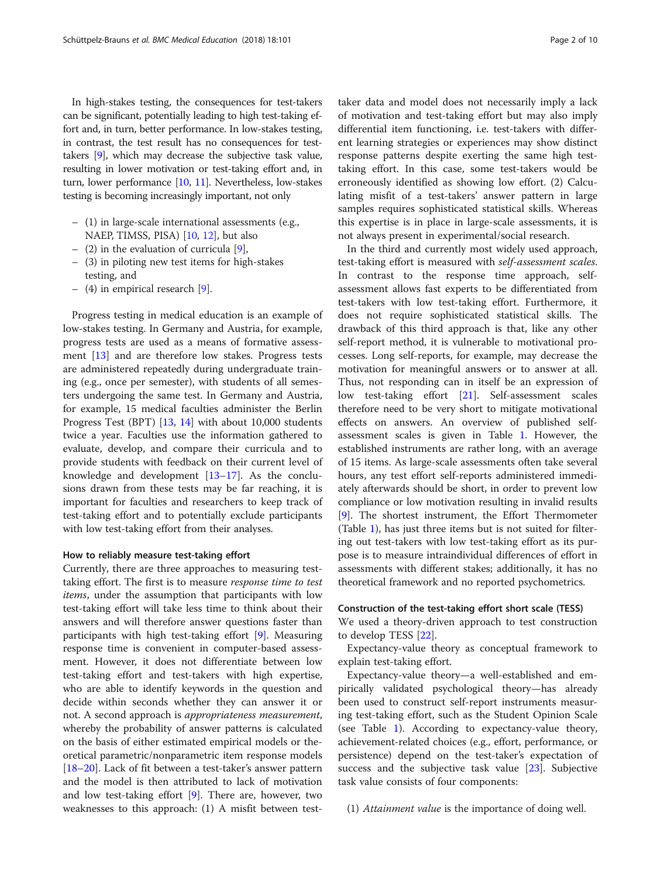In high-stakes testing, the consequences for test-takers can be significant, potentially leading to high test-taking effort and, in turn, better performance. In low-stakes testing, in contrast, the test result has no consequences for test-takers [9], which may decrease the subjective task value, resulting in lower motivation or test-taking effort and, in turn, lower performance [10, 11]. Nevertheless, low-stakes testing is becoming increasingly important, not only

- (1) in large-scale international assessments (e.g., NAEP, TIMSS, PISA) [10, 12], but also
- (2) in the evaluation of curricula [9],
- (3) in piloting new test items for high-stakes testing, and
- (4) in empirical research [9].

Progress testing in medical education is an example of low-stakes testing. In Germany and Austria, for example, progress tests are used as a means of formative assessment [13] and are therefore low stakes. Progress tests are administered repeatedly during undergraduate training (e.g., once per semester), with students of all semesters undergoing the same test. In Germany and Austria, for example, 15 medical faculties administer the Berlin Progress Test (BPT) [13, 14] with about 10,000 students twice a year. Faculties use the information gathered to evaluate, develop, and compare their curricula and to provide students with feedback on their current level of knowledge and development [13–17]. As the conclusions drawn from these tests may be far reaching, it is important for faculties and researchers to keep track of test-taking effort and to potentially exclude participants with low test-taking effort from their analyses.

### How to reliably measure test-taking effort

Currently, there are three approaches to measuring test-taking effort. The first is to measure *response time to test items*, under the assumption that participants with low test-taking effort will take less time to think about their answers and will therefore answer questions faster than participants with high test-taking effort [9]. Measuring response time is convenient in computer-based assessment. However, it does not differentiate between low test-taking effort and test-takers with high expertise, who are able to identify keywords in the question and decide within seconds whether they can answer it or not. A second approach is *appropriateness measurement*, whereby the probability of answer patterns is calculated on the basis of either estimated empirical models or theoretical parametric/nonparametric item response models [18–20]. Lack of fit between a test-taker's answer pattern and the model is then attributed to lack of motivation and low test-taking effort [9]. There are, however, two weaknesses to this approach: (1) A misfit between test-taker data and model does not necessarily imply a lack of motivation and test-taking effort but may also imply differential item functioning, i.e. test-takers with different learning strategies or experiences may show distinct response patterns despite exerting the same high test-taking effort. In this case, some test-takers would be erroneously identified as showing low effort. (2) Calculating misfit of a test-takers' answer pattern in large samples requires sophisticated statistical skills. Whereas this expertise is in place in large-scale assessments, it is not always present in experimental/social research.

In the third and currently most widely used approach, test-taking effort is measured with *self-assessment scales*. In contrast to the response time approach, self-assessment allows fast experts to be differentiated from test-takers with low test-taking effort. Furthermore, it does not require sophisticated statistical skills. The drawback of this third approach is that, like any other self-report method, it is vulnerable to motivational processes. Long self-reports, for example, may decrease the motivation for meaningful answers or to answer at all. Thus, not responding can in itself be an expression of low test-taking effort [21]. Self-assessment scales therefore need to be very short to mitigate motivational effects on answers. An overview of published self-assessment scales is given in Table 1. However, the established instruments are rather long, with an average of 15 items. As large-scale assessments often take several hours, any test effort self-reports administered immediately afterwards should be short, in order to prevent low compliance or low motivation resulting in invalid results [9]. The shortest instrument, the Effort Thermometer (Table 1), has just three items but is not suited for filtering out test-takers with low test-taking effort as its purpose is to measure intraindividual differences of effort in assessments with different stakes; additionally, it has no theoretical framework and no reported psychometrics.

### Construction of the test-taking effort short scale (TESS)

We used a theory-driven approach to test construction to develop TESS [22].

Expectancy-value theory as conceptual framework to explain test-taking effort.

Expectancy-value theory—a well-established and empirically validated psychological theory—has already been used to construct self-report instruments measuring test-taking effort, such as the Student Opinion Scale (see Table 1). According to expectancy-value theory, achievement-related choices (e.g., effort, performance, or persistence) depend on the test-taker's expectation of success and the subjective task value [23]. Subjective task value consists of four components:

(1) *Attainment value* is the importance of doing well.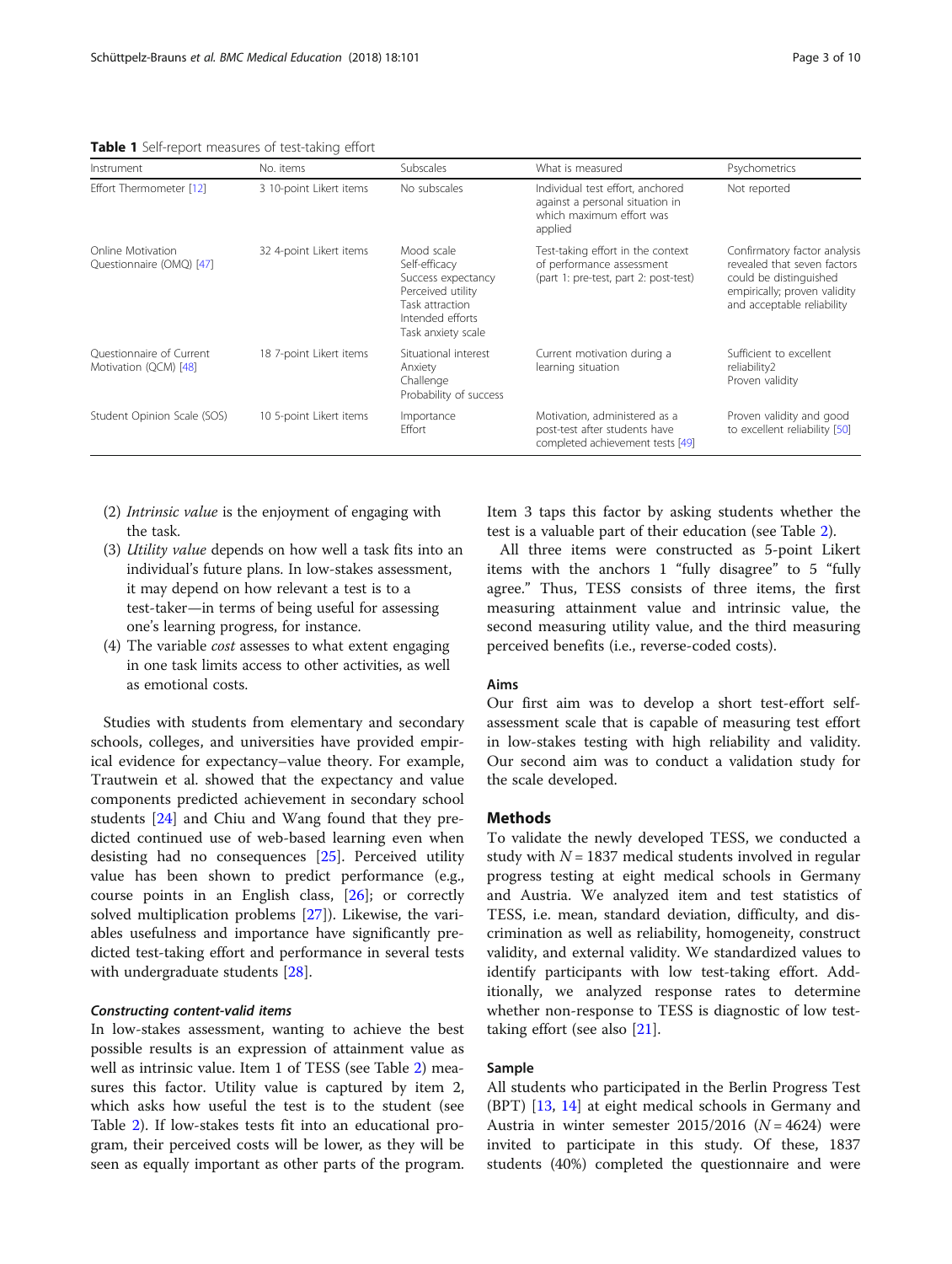**Table 1** Self-report measures of test-taking effort

| Instrument | No. items | Subscales | What is measured | Psychometrics |
|---|---|---|---|---|
| Effort Thermometer [12] | 3 10-point Likert items | No subscales | Individual test effort, anchored against a personal situation in which maximum effort was applied | Not reported |
| Online Motivation Questionnaire (OMQ) [47] | 32 4-point Likert items | Mood scale<br>Self-efficacy<br>Success expectancy<br>Perceived utility<br>Task attraction<br>Intended efforts<br>Task anxiety scale | Test-taking effort in the context of performance assessment (part 1: pre-test, part 2: post-test) | Confirmatory factor analysis revealed that seven factors could be distinguished empirically; proven validity and acceptable reliability |
| Questionnaire of Current Motivation (QCM) [48] | 18 7-point Likert items | Situational interest<br>Anxiety<br>Challenge<br>Probability of success | Current motivation during a learning situation | Sufficient to excellent reliability2<br>Proven validity |
| Student Opinion Scale (SOS) | 10 5-point Likert items | Importance<br>Effort | Motivation, administered as a post-test after students have completed achievement tests [49] | Proven validity and good to excellent reliability [50] |

(2) *Intrinsic value* is the enjoyment of engaging with the task.

(3) *Utility value* depends on how well a task fits into an individual's future plans. In low-stakes assessment, it may depend on how relevant a test is to a test-taker—in terms of being useful for assessing one's learning progress, for instance.

(4) The variable *cost* assesses to what extent engaging in one task limits access to other activities, as well as emotional costs.

Studies with students from elementary and secondary schools, colleges, and universities have provided empirical evidence for expectancy–value theory. For example, Trautwein et al. showed that the expectancy and value components predicted achievement in secondary school students [24] and Chiu and Wang found that they predicted continued use of web-based learning even when desisting had no consequences [25]. Perceived utility value has been shown to predict performance (e.g., course points in an English class, [26]; or correctly solved multiplication problems [27]). Likewise, the variables usefulness and importance have significantly predicted test-taking effort and performance in several tests with undergraduate students [28].

#### *Constructing content-valid items*

In low-stakes assessment, wanting to achieve the best possible results is an expression of attainment value as well as intrinsic value. Item 1 of TESS (see Table 2) measures this factor. Utility value is captured by item 2, which asks how useful the test is to the student (see Table 2). If low-stakes tests fit into an educational program, their perceived costs will be lower, as they will be seen as equally important as other parts of the program. Item 3 taps this factor by asking students whether the test is a valuable part of their education (see Table 2).

All three items were constructed as 5-point Likert items with the anchors 1 "fully disagree" to 5 "fully agree." Thus, TESS consists of three items, the first measuring attainment value and intrinsic value, the second measuring utility value, and the third measuring perceived benefits (i.e., reverse-coded costs).

### Aims

Our first aim was to develop a short test-effort self-assessment scale that is capable of measuring test effort in low-stakes testing with high reliability and validity. Our second aim was to conduct a validation study for the scale developed.

## Methods

To validate the newly developed TESS, we conducted a study with $N = 1837$ medical students involved in regular progress testing at eight medical schools in Germany and Austria. We analyzed item and test statistics of TESS, i.e. mean, standard deviation, difficulty, and discrimination as well as reliability, homogeneity, construct validity, and external validity. We standardized values to identify participants with low test-taking effort. Additionally, we analyzed response rates to determine whether non-response to TESS is diagnostic of low test-taking effort (see also [21]).

### Sample

All students who participated in the Berlin Progress Test (BPT) [13, 14] at eight medical schools in Germany and Austria in winter semester 2015/2016 ($N = 4624$) were invited to participate in this study. Of these, 1837 students (40%) completed the questionnaire and were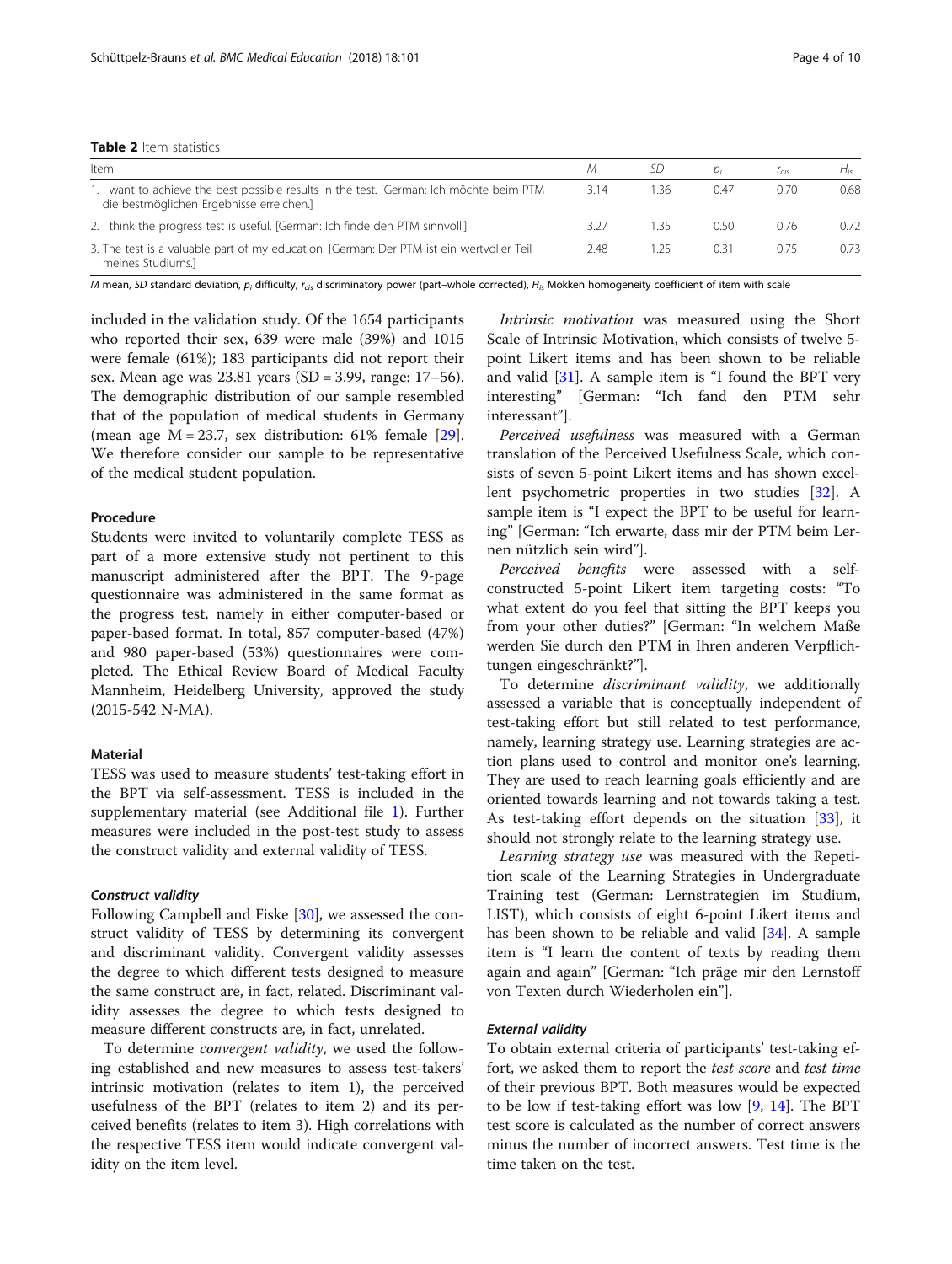**Table 2** Item statistics

| Item | M | SD | $p_i$ | $r_{cis}$ | $H_{is}$ |
|---|---|---|---|---|---|
| 1. I want to achieve the best possible results in the test. [German: Ich möchte beim PTM die bestmöglichen Ergebnisse erreichen.] | 3.14 | 1.36 | 0.47 | 0.70 | 0.68 |
| 2. I think the progress test is useful. [German: Ich finde den PTM sinnvoll.] | 3.27 | 1.35 | 0.50 | 0.76 | 0.72 |
| 3. The test is a valuable part of my education. [German: Der PTM ist ein wertvoller Teil meines Studiums.] | 2.48 | 1.25 | 0.31 | 0.75 | 0.73 |

*M* mean, *SD* standard deviation, $p_i$ difficulty, $r_{cis}$ discriminatory power (part–whole corrected), $H_{is}$ Mokken homogeneity coefficient of item with scale

included in the validation study. Of the 1654 participants who reported their sex, 639 were male (39%) and 1015 were female (61%); 183 participants did not report their sex. Mean age was 23.81 years (SD = 3.99, range: 17–56). The demographic distribution of our sample resembled that of the population of medical students in Germany (mean age M = 23.7, sex distribution: 61% female [29]. We therefore consider our sample to be representative of the medical student population.

### Procedure

Students were invited to voluntarily complete TESS as part of a more extensive study not pertinent to this manuscript administered after the BPT. The 9-page questionnaire was administered in the same format as the progress test, namely in either computer-based or paper-based format. In total, 857 computer-based (47%) and 980 paper-based (53%) questionnaires were completed. The Ethical Review Board of Medical Faculty Mannheim, Heidelberg University, approved the study (2015-542 N-MA).

### Material

TESS was used to measure students' test-taking effort in the BPT via self-assessment. TESS is included in the supplementary material (see Additional file 1). Further measures were included in the post-test study to assess the construct validity and external validity of TESS.

#### Construct validity

Following Campbell and Fiske [30], we assessed the construct validity of TESS by determining its convergent and discriminant validity. Convergent validity assesses the degree to which different tests designed to measure the same construct are, in fact, related. Discriminant validity assesses the degree to which tests designed to measure different constructs are, in fact, unrelated.

To determine *convergent validity*, we used the following established and new measures to assess test-takers' intrinsic motivation (relates to item 1), the perceived usefulness of the BPT (relates to item 2) and its perceived benefits (relates to item 3). High correlations with the respective TESS item would indicate convergent validity on the item level.

*Intrinsic motivation* was measured using the Short Scale of Intrinsic Motivation, which consists of twelve 5-point Likert items and has been shown to be reliable and valid [31]. A sample item is "I found the BPT very interesting" [German: "Ich fand den PTM sehr interessant"].

*Perceived usefulness* was measured with a German translation of the Perceived Usefulness Scale, which consists of seven 5-point Likert items and has shown excellent psychometric properties in two studies [32]. A sample item is "I expect the BPT to be useful for learning" [German: "Ich erwarte, dass mir der PTM beim Lernen nützlich sein wird"].

*Perceived benefits* were assessed with a self-constructed 5-point Likert item targeting costs: "To what extent do you feel that sitting the BPT keeps you from your other duties?" [German: "In welchem Maße werden Sie durch den PTM in Ihren anderen Verpflichtungen eingeschränkt?"].

To determine *discriminant validity*, we additionally assessed a variable that is conceptually independent of test-taking effort but still related to test performance, namely, learning strategy use. Learning strategies are action plans used to control and monitor one's learning. They are used to reach learning goals efficiently and are oriented towards learning and not towards taking a test. As test-taking effort depends on the situation [33], it should not strongly relate to the learning strategy use.

*Learning strategy use* was measured with the Repetition scale of the Learning Strategies in Undergraduate Training test (German: Lernstrategien im Studium, LIST), which consists of eight 6-point Likert items and has been shown to be reliable and valid [34]. A sample item is "I learn the content of texts by reading them again and again" [German: "Ich präge mir den Lernstoff von Texten durch Wiederholen ein"].

#### External validity

To obtain external criteria of participants' test-taking effort, we asked them to report the *test score* and *test time* of their previous BPT. Both measures would be expected to be low if test-taking effort was low [9, 14]. The BPT test score is calculated as the number of correct answers minus the number of incorrect answers. Test time is the time taken on the test.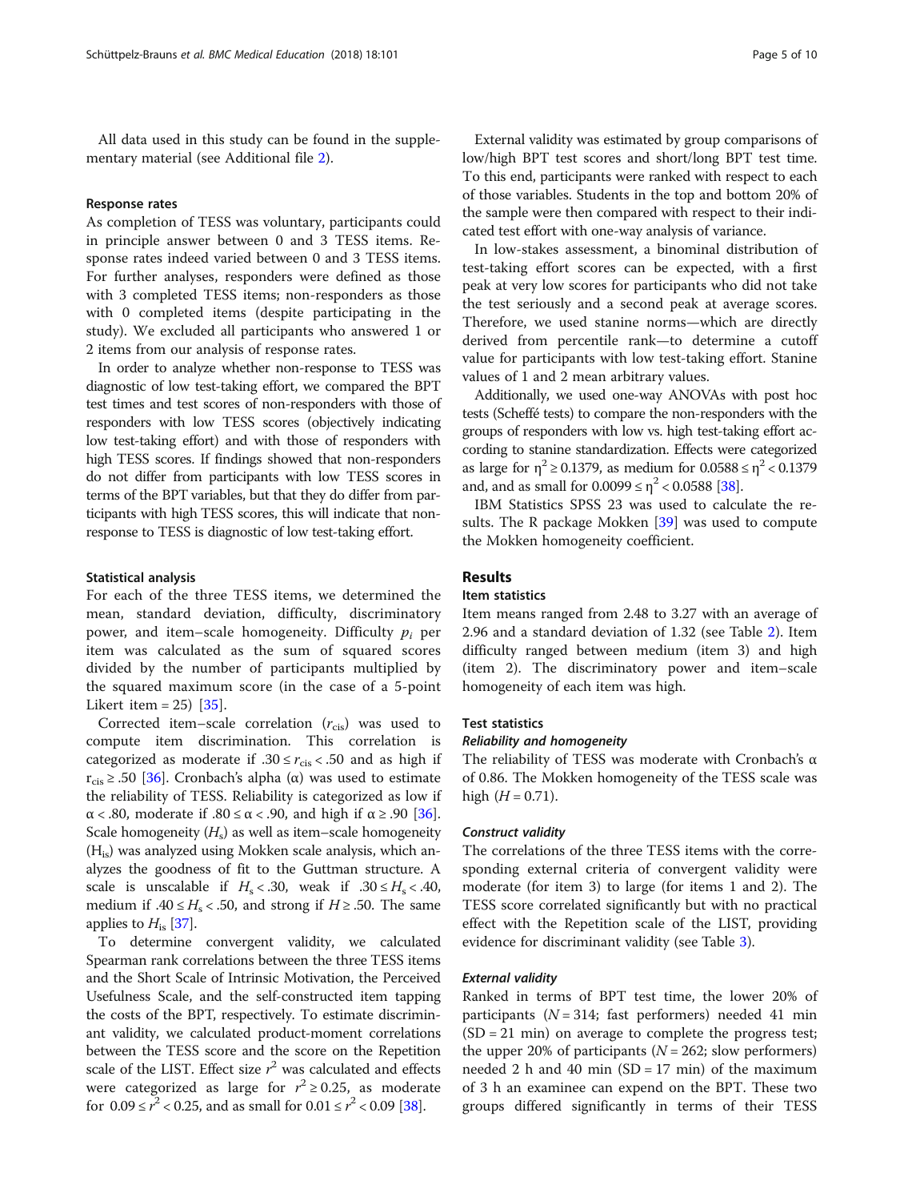All data used in this study can be found in the supplementary material (see Additional file 2).

#### Response rates

As completion of TESS was voluntary, participants could in principle answer between 0 and 3 TESS items. Response rates indeed varied between 0 and 3 TESS items. For further analyses, responders were defined as those with 3 completed TESS items; non-responders as those with 0 completed items (despite participating in the study). We excluded all participants who answered 1 or 2 items from our analysis of response rates.

In order to analyze whether non-response to TESS was diagnostic of low test-taking effort, we compared the BPT test times and test scores of non-responders with those of responders with low TESS scores (objectively indicating low test-taking effort) and with those of responders with high TESS scores. If findings showed that non-responders do not differ from participants with low TESS scores in terms of the BPT variables, but that they do differ from participants with high TESS scores, this will indicate that non-response to TESS is diagnostic of low test-taking effort.

#### Statistical analysis

For each of the three TESS items, we determined the mean, standard deviation, difficulty, discriminatory power, and item–scale homogeneity. Difficulty $p_i$ per item was calculated as the sum of squared scores divided by the number of participants multiplied by the squared maximum score (in the case of a 5-point Likert item = 25) [35].

Corrected item–scale correlation ($r_{cis}$) was used to compute item discrimination. This correlation is categorized as moderate if $.30 \leq r_{cis} < .50$ and as high if $r_{cis} \geq .50$ [36]. Cronbach's alpha ($\alpha$) was used to estimate the reliability of TESS. Reliability is categorized as low if $\alpha < .80$, moderate if $.80 \leq \alpha < .90$, and high if $\alpha \geq .90$ [36]. Scale homogeneity ($H_s$) as well as item–scale homogeneity ($H_{is}$) was analyzed using Mokken scale analysis, which analyzes the goodness of fit to the Guttman structure. A scale is unscalable if $H_s < .30$, weak if $.30 \leq H_s < .40$, medium if $.40 \leq H_s < .50$, and strong if $H \geq .50$. The same applies to $H_{is}$ [37].

To determine convergent validity, we calculated Spearman rank correlations between the three TESS items and the Short Scale of Intrinsic Motivation, the Perceived Usefulness Scale, and the self-constructed item tapping the costs of the BPT, respectively. To estimate discriminant validity, we calculated product-moment correlations between the TESS score and the score on the Repetition scale of the LIST. Effect size $r^2$ was calculated and effects were categorized as large for $r^2 \geq 0.25$, as moderate for $0.09 \leq r^2 < 0.25$, and as small for $0.01 \leq r^2 < 0.09$ [38].

External validity was estimated by group comparisons of low/high BPT test scores and short/long BPT test time. To this end, participants were ranked with respect to each of those variables. Students in the top and bottom 20% of the sample were then compared with respect to their indicated test effort with one-way analysis of variance.

In low-stakes assessment, a binominal distribution of test-taking effort scores can be expected, with a first peak at very low scores for participants who did not take the test seriously and a second peak at average scores. Therefore, we used stanine norms—which are directly derived from percentile rank—to determine a cutoff value for participants with low test-taking effort. Stanine values of 1 and 2 mean arbitrary values.

Additionally, we used one-way ANOVAs with post hoc tests (Scheffé tests) to compare the non-responders with the groups of responders with low vs. high test-taking effort according to stanine standardization. Effects were categorized as large for $\eta^2 \geq 0.1379$, as medium for $0.0588 \leq \eta^2 < 0.1379$ and, and as small for $0.0099 \leq \eta^2 < 0.0588$ [38].

IBM Statistics SPSS 23 was used to calculate the results. The R package Mokken [39] was used to compute the Mokken homogeneity coefficient.

## Results

#### Item statistics

Item means ranged from 2.48 to 3.27 with an average of 2.96 and a standard deviation of 1.32 (see Table 2). Item difficulty ranged between medium (item 3) and high (item 2). The discriminatory power and item–scale homogeneity of each item was high.

#### Test statistics

##### *Reliability and homogeneity*

The reliability of TESS was moderate with Cronbach's $\alpha$ of 0.86. The Mokken homogeneity of the TESS scale was high ($H = 0.71$).

##### *Construct validity*

The correlations of the three TESS items with the corresponding external criteria of convergent validity were moderate (for item 3) to large (for items 1 and 2). The TESS score correlated significantly but with no practical effect with the Repetition scale of the LIST, providing evidence for discriminant validity (see Table 3).

##### *External validity*

Ranked in terms of BPT test time, the lower 20% of participants ($N = 314$; fast performers) needed 41 min (SD = 21 min) on average to complete the progress test; the upper 20% of participants ($N = 262$; slow performers) needed 2 h and 40 min (SD = 17 min) of the maximum of 3 h an examinee can expend on the BPT. These two groups differed significantly in terms of their TESS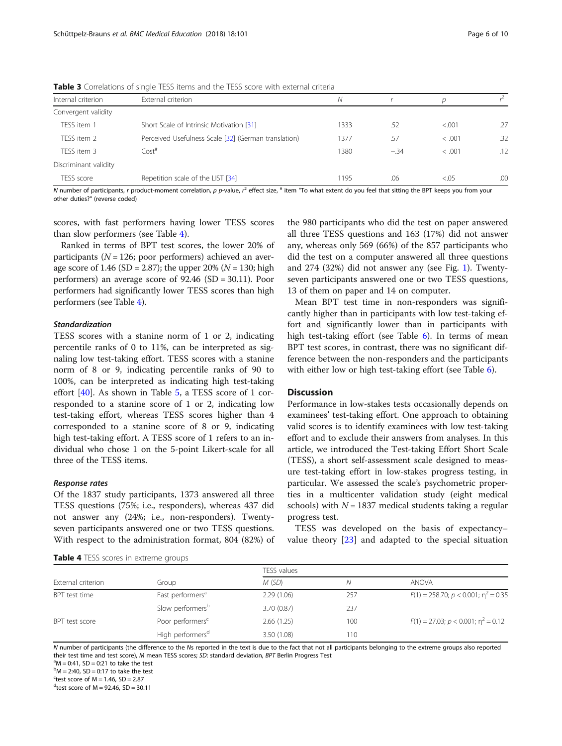**Table 3** Correlations of single TESS items and the TESS score with external criteria

| Internal criterion | External criterion | N | r | p | $r^2$ |
|---|---|---|---|---|---|
| Convergent validity | | | | | |
| TESS item 1 | Short Scale of Intrinsic Motivation [31] | 1333 | .52 | <.001 | .27 |
| TESS item 2 | Perceived Usefulness Scale [32] (German translation) | 1377 | .57 | < .001 | .32 |
| TESS item 3 | Cost[#] | 1380 | −.34 | < .001 | .12 |
| Discriminant validity | | | | | |
| TESS score | Repetition scale of the LIST [34] | 1195 | .06 | <.05 | .00 |

*N* number of participants, *r* product-moment correlation, *p* *p*-value, $r^2$ effect size, [#] item "To what extent do you feel that sitting the BPT keeps you from your other duties?" (reverse coded)

scores, with fast performers having lower TESS scores than slow performers (see Table 4).

Ranked in terms of BPT test scores, the lower 20% of participants ($N = 126$; poor performers) achieved an average score of 1.46 (SD = 2.87); the upper 20% ($N = 130$; high performers) an average score of 92.46 (SD = 30.11). Poor performers had significantly lower TESS scores than high performers (see Table 4).

#### *Standardization*

TESS scores with a stanine norm of 1 or 2, indicating percentile ranks of 0 to 11%, can be interpreted as signaling low test-taking effort. TESS scores with a stanine norm of 8 or 9, indicating percentile ranks of 90 to 100%, can be interpreted as indicating high test-taking effort [40]. As shown in Table 5, a TESS score of 1 corresponded to a stanine score of 1 or 2, indicating low test-taking effort, whereas TESS scores higher than 4 corresponded to a stanine score of 8 or 9, indicating high test-taking effort. A TESS score of 1 refers to an individual who chose 1 on the 5-point Likert-scale for all three of the TESS items.

#### *Response rates*

Of the 1837 study participants, 1373 answered all three TESS questions (75%; i.e., responders), whereas 437 did not answer any (24%; i.e., non-responders). Twenty-seven participants answered one or two TESS questions. With respect to the administration format, 804 (82%) of the 980 participants who did the test on paper answered all three TESS questions and 163 (17%) did not answer any, whereas only 569 (66%) of the 857 participants who did the test on a computer answered all three questions and 274 (32%) did not answer any (see Fig. 1). Twenty-seven participants answered one or two TESS questions, 13 of them on paper and 14 on computer.

Mean BPT test time in non-responders was significantly higher than in participants with low test-taking effort and significantly lower than in participants with high test-taking effort (see Table 6). In terms of mean BPT test scores, in contrast, there was no significant difference between the non-responders and the participants with either low or high test-taking effort (see Table 6).

## Discussion

Performance in low-stakes tests occasionally depends on examinees' test-taking effort. One approach to obtaining valid scores is to identify examinees with low test-taking effort and to exclude their answers from analyses. In this article, we introduced the Test-taking Effort Short Scale (TESS), a short self-assessment scale designed to measure test-taking effort in low-stakes progress testing, in particular. We assessed the scale's psychometric properties in a multicenter validation study (eight medical schools) with $N = 1837$ medical students taking a regular progress test.

TESS was developed on the basis of expectancy–value theory [23] and adapted to the special situation

**Table 4** TESS scores in extreme groups

| External criterion | Group | TESS values | | |
|---|---|---|---|---|
| | | M (SD) | N | ANOVA |
| BPT test time | Fast performers[a] | 2.29 (1.06) | 257 | $F(1) = 258.70$; $p < 0.001$; $\eta^2 = 0.35$ |
| | Slow performers[b] | 3.70 (0.87) | 237 | |
| BPT test score | Poor performers[c] | 2.66 (1.25) | 100 | $F(1) = 27.03$; $p < 0.001$; $\eta^2 = 0.12$ |
| | High performers[d] | 3.50 (1.08) | 110 | |

*N* number of participants (the difference to the *N*s reported in the text is due to the fact that not all participants belonging to the extreme groups also reported their test time and test score), *M* mean TESS scores; *SD*: standard deviation, *BPT* Berlin Progress Test

[a]M = 0:41, SD = 0:21 to take the test

[b]M = 2:40, SD = 0:17 to take the test

[c]test score of M = 1.46, SD = 2.87

[d]test score of M = 92.46, SD = 30.11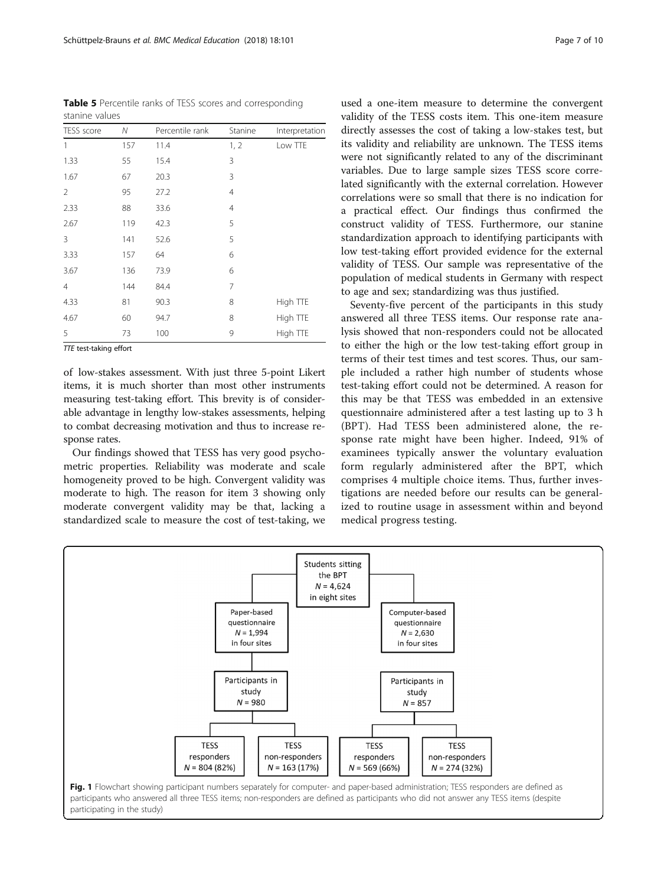**Table 5** Percentile ranks of TESS scores and corresponding stanine values

| TESS score | N | Percentile rank | Stanine | Interpretation |
|---|---|---|---|---|
| 1 | 157 | 11.4 | 1, 2 | Low TTE |
| 1.33 | 55 | 15.4 | 3 | |
| 1.67 | 67 | 20.3 | 3 | |
| 2 | 95 | 27.2 | 4 | |
| 2.33 | 88 | 33.6 | 4 | |
| 2.67 | 119 | 42.3 | 5 | |
| 3 | 141 | 52.6 | 5 | |
| 3.33 | 157 | 64 | 6 | |
| 3.67 | 136 | 73.9 | 6 | |
| 4 | 144 | 84.4 | 7 | |
| 4.33 | 81 | 90.3 | 8 | High TTE |
| 4.67 | 60 | 94.7 | 8 | High TTE |
| 5 | 73 | 100 | 9 | High TTE |

*TTE* test-taking effort

of low-stakes assessment. With just three 5-point Likert items, it is much shorter than most other instruments measuring test-taking effort. This brevity is of considerable advantage in lengthy low-stakes assessments, helping to combat decreasing motivation and thus to increase response rates.

Our findings showed that TESS has very good psychometric properties. Reliability was moderate and scale homogeneity proved to be high. Convergent validity was moderate to high. The reason for item 3 showing only moderate convergent validity may be that, lacking a standardized scale to measure the cost of test-taking, we used a one-item measure to determine the convergent validity of the TESS costs item. This one-item measure directly assesses the cost of taking a low-stakes test, but its validity and reliability are unknown. The TESS items were not significantly related to any of the discriminant variables. Due to large sample sizes TESS score correlated significantly with the external correlation. However correlations were so small that there is no indication for a practical effect. Our findings thus confirmed the construct validity of TESS. Furthermore, our stanine standardization approach to identifying participants with low test-taking effort provided evidence for the external validity of TESS. Our sample was representative of the population of medical students in Germany with respect to age and sex; standardizing was thus justified.

Seventy-five percent of the participants in this study answered all three TESS items. Our response rate analysis showed that non-responders could not be allocated to either the high or the low test-taking effort group in terms of their test times and test scores. Thus, our sample included a rather high number of students whose test-taking effort could not be determined. A reason for this may be that TESS was embedded in an extensive questionnaire administered after a test lasting up to 3 h (BPT). Had TESS been administered alone, the response rate might have been higher. Indeed, 91% of examinees typically answer the voluntary evaluation form regularly administered after the BPT, which comprises 4 multiple choice items. Thus, further investigations are needed before our results can be generalized to routine usage in assessment within and beyond medical progress testing.

Students sitting the BPT
N = 4,624
in eight sites

Paper-based questionnaire
N = 1,994
in four sites

Computer-based questionnaire
N = 2,630
in four sites

Participants in study
N = 980

Participants in study
N = 857

TESS responders
N = 804 (82%)

TESS non-responders
N = 163 (17%)

TESS responders
N = 569 (66%)

TESS non-responders
N = 274 (32%)

**Fig. 1** Flowchart showing participant numbers separately for computer- and paper-based administration; TESS responders are defined as participants who answered all three TESS items; non-responders are defined as participants who did not answer any TESS items (despite participating in the study)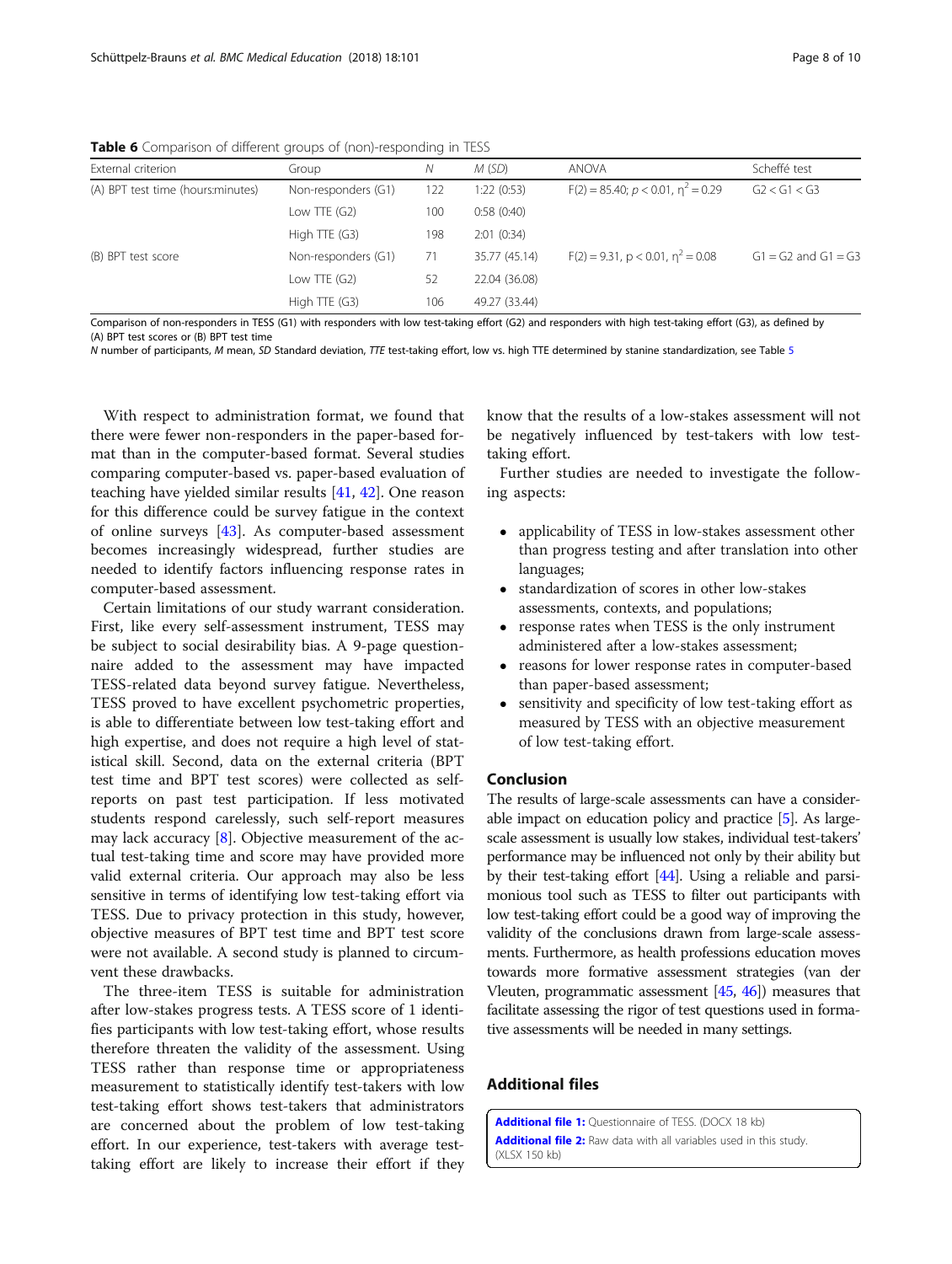**Table 6** Comparison of different groups of (non)-responding in TESS

| External criterion | Group | N | M (SD) | ANOVA | Scheffé test |
|---|---|---|---|---|---|
| (A) BPT test time (hours:minutes) | Non-responders (G1) | 122 | 1:22 (0:53) | $F(2) = 85.40$; $p < 0.01$, $\eta^2 = 0.29$ | G2 < G1 < G3 |
| | Low TTE (G2) | 100 | 0:58 (0:40) | | |
| | High TTE (G3) | 198 | 2:01 (0:34) | | |
| (B) BPT test score | Non-responders (G1) | 71 | 35.77 (45.14) | $F(2) = 9.31$, $p < 0.01$, $\eta^2 = 0.08$ | G1 = G2 and G1 = G3 |
| | Low TTE (G2) | 52 | 22.04 (36.08) | | |
| | High TTE (G3) | 106 | 49.27 (33.44) | | |

Comparison of non-responders in TESS (G1) with responders with low test-taking effort (G2) and responders with high test-taking effort (G3), as defined by (A) BPT test scores or (B) BPT test time

*N* number of participants, *M* mean, *SD* Standard deviation, *TTE* test-taking effort, low vs. high TTE determined by stanine standardization, see Table 5

With respect to administration format, we found that there were fewer non-responders in the paper-based format than in the computer-based format. Several studies comparing computer-based vs. paper-based evaluation of teaching have yielded similar results [41, 42]. One reason for this difference could be survey fatigue in the context of online surveys [43]. As computer-based assessment becomes increasingly widespread, further studies are needed to identify factors influencing response rates in computer-based assessment.

Certain limitations of our study warrant consideration. First, like every self-assessment instrument, TESS may be subject to social desirability bias. A 9-page questionnaire added to the assessment may have impacted TESS-related data beyond survey fatigue. Nevertheless, TESS proved to have excellent psychometric properties, is able to differentiate between low test-taking effort and high expertise, and does not require a high level of statistical skill. Second, data on the external criteria (BPT test time and BPT test scores) were collected as self-reports on past test participation. If less motivated students respond carelessly, such self-report measures may lack accuracy [8]. Objective measurement of the actual test-taking time and score may have provided more valid external criteria. Our approach may also be less sensitive in terms of identifying low test-taking effort via TESS. Due to privacy protection in this study, however, objective measures of BPT test time and BPT test score were not available. A second study is planned to circumvent these drawbacks.

The three-item TESS is suitable for administration after low-stakes progress tests. A TESS score of 1 identifies participants with low test-taking effort, whose results therefore threaten the validity of the assessment. Using TESS rather than response time or appropriateness measurement to statistically identify test-takers with low test-taking effort shows test-takers that administrators are concerned about the problem of low test-taking effort. In our experience, test-takers with average test-taking effort are likely to increase their effort if they know that the results of a low-stakes assessment will not be negatively influenced by test-takers with low test-taking effort.

Further studies are needed to investigate the following aspects:

- applicability of TESS in low-stakes assessment other than progress testing and after translation into other languages;
- standardization of scores in other low-stakes assessments, contexts, and populations;
- response rates when TESS is the only instrument administered after a low-stakes assessment;
- reasons for lower response rates in computer-based than paper-based assessment;
- sensitivity and specificity of low test-taking effort as measured by TESS with an objective measurement of low test-taking effort.

## Conclusion

The results of large-scale assessments can have a considerable impact on education policy and practice [5]. As large-scale assessment is usually low stakes, individual test-takers' performance may be influenced not only by their ability but by their test-taking effort [44]. Using a reliable and parsimonious tool such as TESS to filter out participants with low test-taking effort could be a good way of improving the validity of the conclusions drawn from large-scale assessments. Furthermore, as health professions education moves towards more formative assessment strategies (van der Vleuten, programmatic assessment [45, 46]) measures that facilitate assessing the rigor of test questions used in formative assessments will be needed in many settings.

## Additional files

**Additional file 1:** Questionnaire of TESS. (DOCX 18 kb)

**Additional file 2:** Raw data with all variables used in this study. (XLSX 150 kb)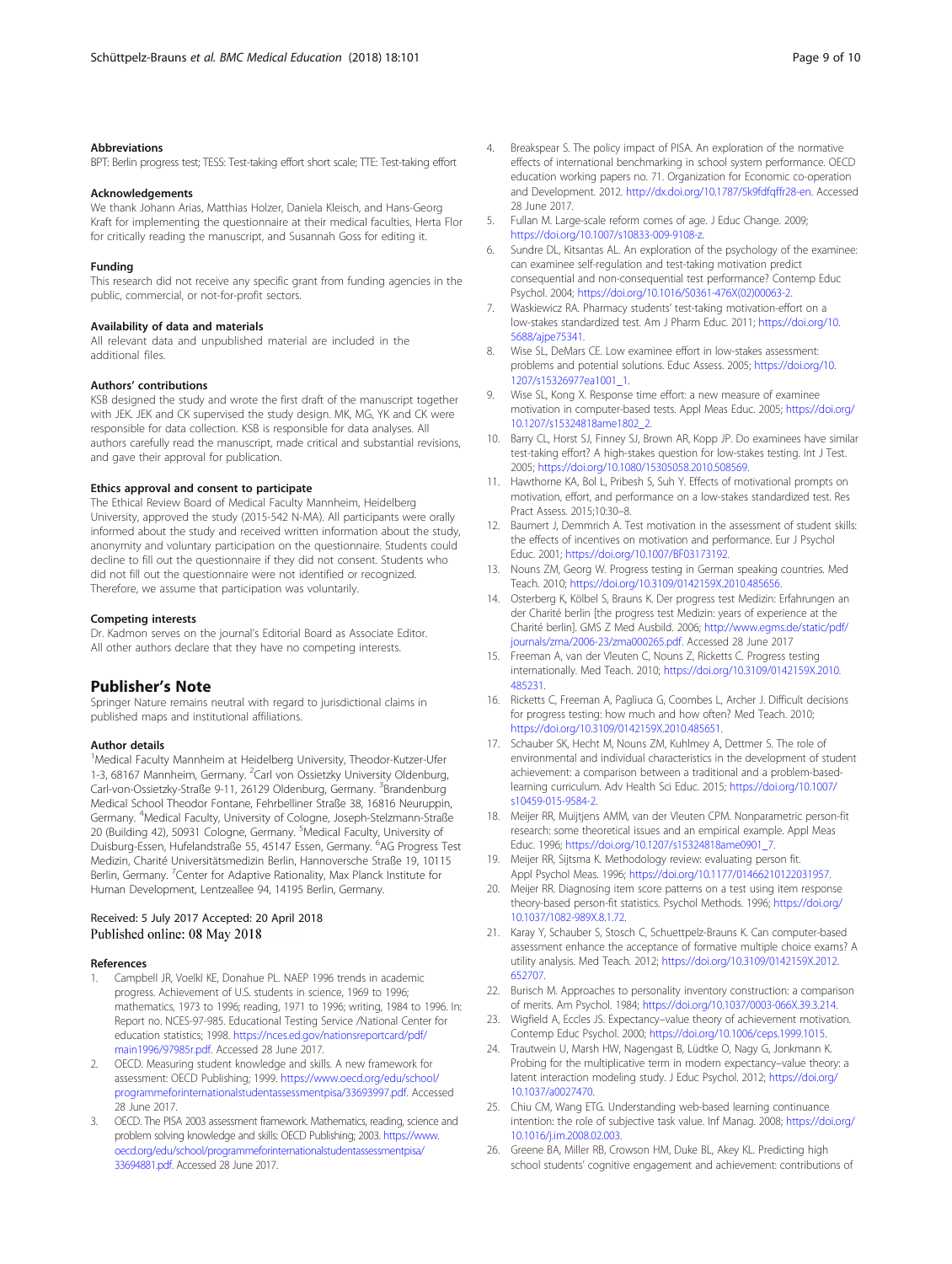### Abbreviations

BPT: Berlin progress test; TESS: Test-taking effort short scale; TTE: Test-taking effort

### Acknowledgements

We thank Johann Arias, Matthias Holzer, Daniela Kleisch, and Hans-Georg Kraft for implementing the questionnaire at their medical faculties, Herta Flor for critically reading the manuscript, and Susannah Goss for editing it.

### Funding

This research did not receive any specific grant from funding agencies in the public, commercial, or not-for-profit sectors.

### Availability of data and materials

All relevant data and unpublished material are included in the additional files.

### Authors' contributions

KSB designed the study and wrote the first draft of the manuscript together with JEK. JEK and CK supervised the study design. MK, MG, YK and CK were responsible for data collection. KSB is responsible for data analyses. All authors carefully read the manuscript, made critical and substantial revisions, and gave their approval for publication.

### Ethics approval and consent to participate

The Ethical Review Board of Medical Faculty Mannheim, Heidelberg University, approved the study (2015-542 N-MA). All participants were orally informed about the study and received written information about the study, anonymity and voluntary participation on the questionnaire. Students could decline to fill out the questionnaire if they did not consent. Students who did not fill out the questionnaire were not identified or recognized. Therefore, we assume that participation was voluntarily.

### Competing interests

Dr. Kadmon serves on the journal's Editorial Board as Associate Editor. All other authors declare that they have no competing interests.

## Publisher's Note

Springer Nature remains neutral with regard to jurisdictional claims in published maps and institutional affiliations.

### Author details

[1]Medical Faculty Mannheim at Heidelberg University, Theodor-Kutzer-Ufer 1-3, 68167 Mannheim, Germany. [2]Carl von Ossietzky University Oldenburg, Carl-von-Ossietzky-Straße 9-11, 26129 Oldenburg, Germany. [3]Brandenburg Medical School Theodor Fontane, Fehrbelliner Straße 38, 16816 Neuruppin, Germany. [4]Medical Faculty, University of Cologne, Joseph-Stelzmann-Straße 20 (Building 42), 50931 Cologne, Germany. [5]Medical Faculty, University of Duisburg-Essen, Hufelandstraße 55, 45147 Essen, Germany. [6]AG Progress Test Medizin, Charité Universitätsmedizin Berlin, Hannoversche Straße 19, 10115 Berlin, Germany. [7]Center for Adaptive Rationality, Max Planck Institute for Human Development, Lentzeallee 94, 14195 Berlin, Germany.

Received: 5 July 2017 Accepted: 20 April 2018
Published online: 08 May 2018

### References

1. Campbell JR, Voelkl KE, Donahue PL. NAEP 1996 trends in academic progress. Achievement of U.S. students in science, 1969 to 1996; mathematics, 1973 to 1996; reading, 1971 to 1996; writing, 1984 to 1996. In: Report no. NCES-97-985. Educational Testing Service /National Center for education statistics; 1998. https://nces.ed.gov/nationsreportcard/pdf/main1996/97985r.pdf. Accessed 28 June 2017.
2. OECD. Measuring student knowledge and skills. A new framework for assessment: OECD Publishing; 1999. https://www.oecd.org/edu/school/programmeforinternationalstudentassessmentpisa/33693997.pdf. Accessed 28 June 2017.
3. OECD. The PISA 2003 assessment framework. Mathematics, reading, science and problem solving knowledge and skills: OECD Publishing; 2003. https://www.oecd.org/edu/school/programmeforinternationalstudentassessmentpisa/33694881.pdf. Accessed 28 June 2017.
4. Breakspear S. The policy impact of PISA. An exploration of the normative effects of international benchmarking in school system performance. OECD education working papers no. 71. Organization for Economic co-operation and Development. 2012. http://dx.doi.org/10.1787/5k9fdfqffr28-en. Accessed 28 June 2017.
5. Fullan M. Large-scale reform comes of age. J Educ Change. 2009; https://doi.org/10.1007/s10833-009-9108-z.
6. Sundre DL, Kitsantas AL. An exploration of the psychology of the examinee: can examinee self-regulation and test-taking motivation predict consequential and non-consequential test performance? Contemp Educ Psychol. 2004; https://doi.org/10.1016/S0361-476X(02)00063-2.
7. Waskiewicz RA. Pharmacy students' test-taking motivation-effort on a low-stakes standardized test. Am J Pharm Educ. 2011; https://doi.org/10.5688/ajpe75341.
8. Wise SL, DeMars CE. Low examinee effort in low-stakes assessment: problems and potential solutions. Educ Assess. 2005; https://doi.org/10.1207/s15326977ea1001_1.
9. Wise SL, Kong X. Response time effort: a new measure of examinee motivation in computer-based tests. Appl Meas Educ. 2005; https://doi.org/10.1207/s15324818ame1802_2.
10. Barry CL, Horst SJ, Finney SJ, Brown AR, Kopp JP. Do examinees have similar test-taking effort? A high-stakes question for low-stakes testing. Int J Test. 2005; https://doi.org/10.1080/15305058.2010.508569.
11. Hawthorne KA, Bol L, Pribesh S, Suh Y. Effects of motivational prompts on motivation, effort, and performance on a low-stakes standardized test. Res Pract Assess. 2015;10:30–8.
12. Baumert J, Demmrich A. Test motivation in the assessment of student skills: the effects of incentives on motivation and performance. Eur J Psychol Educ. 2001; https://doi.org/10.1007/BF03173192.
13. Nouns ZM, Georg W. Progress testing in German speaking countries. Med Teach. 2010; https://doi.org/10.3109/0142159X.2010.485656.
14. Osterberg K, Kölbel S, Brauns K. Der progress test Medizin: Erfahrungen an der Charité berlin [the progress test Medizin: years of experience at the Charité berlin]. GMS Z Med Ausbild. 2006; http://www.egms.de/static/pdf/journals/zma/2006-23/zma000265.pdf. Accessed 28 June 2017
15. Freeman A, van der Vleuten C, Nouns Z, Ricketts C. Progress testing internationally. Med Teach. 2010; https://doi.org/10.3109/0142159X.2010.485231.
16. Ricketts C, Freeman A, Pagliuca G, Coombes L, Archer J. Difficult decisions for progress testing: how much and how often? Med Teach. 2010; https://doi.org/10.3109/0142159X.2010.485651.
17. Schauber SK, Hecht M, Nouns ZM, Kuhlmey A, Dettmer S. The role of environmental and individual characteristics in the development of student achievement: a comparison between a traditional and a problem-based-learning curriculum. Adv Health Sci Educ. 2015; https://doi.org/10.1007/s10459-015-9584-2.
18. Meijer RR, Muijtjens AMM, van der Vleuten CPM. Nonparametric person-fit research: some theoretical issues and an empirical example. Appl Meas Educ. 1996; https://doi.org/10.1207/s15324818ame0901_7.
19. Meijer RR, Sijtsma K. Methodology review: evaluating person fit. Appl Psychol Meas. 1996; https://doi.org/10.1177/01466210122031957.
20. Meijer RR. Diagnosing item score patterns on a test using item response theory-based person-fit statistics. Psychol Methods. 1996; https://doi.org/10.1037/1082-989X.8.1.72.
21. Karay Y, Schauber S, Stosch C, Schuettpelz-Brauns K. Can computer-based assessment enhance the acceptance of formative multiple choice exams? A utility analysis. Med Teach. 2012; https://doi.org/10.3109/0142159X.2012.652707.
22. Burisch M. Approaches to personality inventory construction: a comparison of merits. Am Psychol. 1984; https://doi.org/10.1037/0003-066X.39.3.214.
23. Wigfield A, Eccles JS. Expectancy–value theory of achievement motivation. Contemp Educ Psychol. 2000; https://doi.org/10.1006/ceps.1999.1015.
24. Trautwein U, Marsh HW, Nagengast B, Lüdtke O, Nagy G, Jonkmann K. Probing for the multiplicative term in modern expectancy–value theory: a latent interaction modeling study. J Educ Psychol. 2012; https://doi.org/10.1037/a0027470.
25. Chiu CM, Wang ETG. Understanding web-based learning continuance intention: the role of subjective task value. Inf Manag. 2008; https://doi.org/10.1016/j.im.2008.02.003.
26. Greene BA, Miller RB, Crowson HM, Duke BL, Akey KL. Predicting high school students' cognitive engagement and achievement: contributions of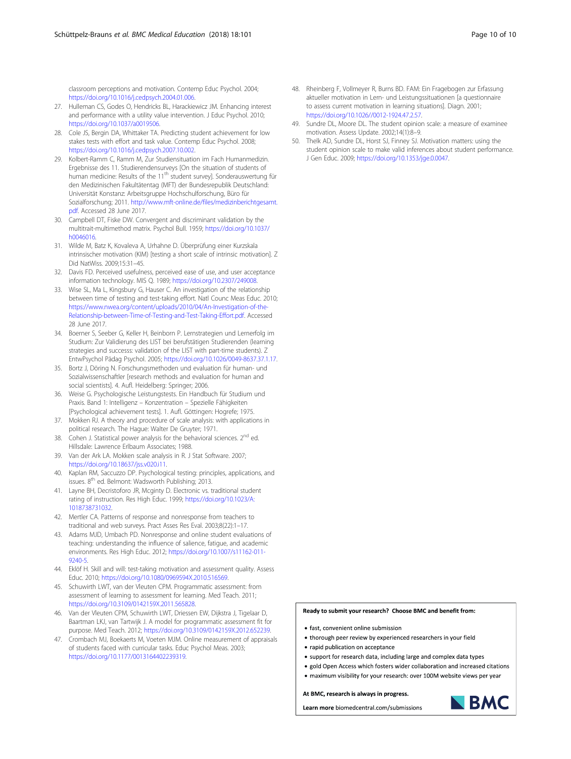classroom perceptions and motivation. Contemp Educ Psychol. 2004; https://doi.org/10.1016/j.cedpsych.2004.01.006.

27. Hulleman CS, Godes O, Hendricks BL, Harackiewicz JM. Enhancing interest and performance with a utility value intervention. J Educ Psychol. 2010; https://doi.org/10.1037/a0019506.
28. Cole JS, Bergin DA, Whittaker TA. Predicting student achievement for low stakes tests with effort and task value. Contemp Educ Psychol. 2008; https://doi.org/10.1016/j.cedpsych.2007.10.002.
29. Kolbert-Ramm C, Ramm M, Zur Studiensituation im Fach Humanmedizin. Ergebnisse des 11. Studierendensurveys [On the situation of students of human medicine: Results of the 11th student survey]. Sonderauswertung für den Medizinischen Fakultätentag (MFT) der Bundesrepublik Deutschland: Universität Konstanz: Arbeitsgruppe Hochschulforschung, Büro für Sozialforschung; 2011. http://www.mft-online.de/files/medizinberichtgesamt.pdf. Accessed 28 June 2017.
30. Campbell DT, Fiske DW. Convergent and discriminant validation by the multitrait-multimethod matrix. Psychol Bull. 1959; https://doi.org/10.1037/h0046016.
31. Wilde M, Batz K, Kovaleva A, Urhahne D. Überprüfung einer Kurzskala intrinsischer motivation (KIM) [testing a short scale of intrinsic motivation]. Z Did NatWiss. 2009;15:31–45.
32. Davis FD. Perceived usefulness, perceived ease of use, and user acceptance information technology. MIS Q. 1989; https://doi.org/10.2307/249008.
33. Wise SL, Ma L, Kingsbury G, Hauser C. An investigation of the relationship between time of testing and test-taking effort. Natl Counc Meas Educ. 2010; https://www.nwea.org/content/uploads/2010/04/An-Investigation-of-the-Relationship-between-Time-of-Testing-and-Test-Taking-Effort.pdf. Accessed 28 June 2017.
34. Boerner S, Seeber G, Keller H, Beinborn P. Lernstrategien und Lernerfolg im Studium: Zur Validierung des LIST bei berufstätigen Studierenden (learning strategies and successs: validation of the LIST with part-time students). Z EntwPsychol Pädag Psychol. 2005; https://doi.org/10.1026/0049-8637.37.1.17.
35. Bortz J, Döring N. Forschungsmethoden und evaluation für human- und Sozialwissenschaftler [research methods and evaluation for human and social scientists]. 4. Aufl. Heidelberg: Springer; 2006.
36. Weise G. Psychologische Leistungstests. Ein Handbuch für Studium und Praxis. Band 1: Intelligenz – Konzentration – Spezielle Fähigkeiten [Psychological achievement tests]. 1. Aufl. Göttingen: Hogrefe; 1975.
37. Mokken RJ. A theory and procedure of scale analysis: with applications in political research. The Hague: Walter De Gruyter; 1971.
38. Cohen J. Statistical power analysis for the behavioral sciences. 2nd ed. Hillsdale: Lawrence Erlbaum Associates; 1988.
39. Van der Ark LA. Mokken scale analysis in R. J Stat Software. 2007; https://doi.org/10.18637/jss.v020.i11.
40. Kaplan RM, Saccuzzo DP. Psychological testing: principles, applications, and issues. 8th ed. Belmont: Wadsworth Publishing; 2013.
41. Layne BH, Decristoforo JR, Mcginty D. Electronic vs. traditional student rating of instruction. Res High Educ. 1999; https://doi.org/10.1023/A:1018738731032.
42. Mertler CA. Patterns of response and nonresponse from teachers to traditional and web surveys. Pract Asses Res Eval. 2003;8(22):1–17.
43. Adams MJD, Umbach PD. Nonresponse and online student evaluations of teaching: understanding the influence of salience, fatigue, and academic environments. Res High Educ. 2012; https://doi.org/10.1007/s11162-011-9240-5.
44. Eklöf H. Skill and will: test-taking motivation and assessment quality. Assess Educ. 2010; https://doi.org/10.1080/0969594X.2010.516569.
45. Schuwirth LWT, van der Vleuten CPM. Programmatic assessment: from assessment of learning to assessment for learning. Med Teach. 2011; https://doi.org/10.3109/0142159X.2011.565828.
46. Van der Vleuten CPM, Schuwirth LWT, Driessen EW, Dijkstra J, Tigelaar D, Baartman LKJ, van Tartwijk J. A model for programmatic assessment fit for purpose. Med Teach. 2012; https://doi.org/10.3109/0142159X.2012.652239.
47. Crombach MJ, Boekaerts M, Voeten MJM. Online measurement of appraisals of students faced with curricular tasks. Educ Psychol Meas. 2003; https://doi.org/10.1177/0013164402239319.
48. Rheinberg F, Vollmeyer R, Burns BD. FAM: Ein Fragebogen zur Erfassung aktueller motivation in Lern- und Leistungssituationen [a questionnaire to assess current motivation in learning situations]. Diagn. 2001; https://doi.org/10.1026//0012-1924.47.2.57.
49. Sundre DL, Moore DL. The student opinion scale: a measure of examinee motivation. Assess Update. 2002;14(1):8–9.
50. Thelk AD, Sundre DL, Horst SJ, Finney SJ. Motivation matters: using the student opinion scale to make valid inferences about student performance. J Gen Educ. 2009; https://doi.org/10.1353/jge.0.0047.

**Ready to submit your research? Choose BMC and benefit from:**

- fast, convenient online submission
- thorough peer review by experienced researchers in your field
- rapid publication on acceptance
- support for research data, including large and complex data types
- gold Open Access which fosters wider collaboration and increased citations
- maximum visibility for your research: over 100M website views per year

**At BMC, research is always in progress.**

**Learn more** biomedcentral.com/submissions

BMC